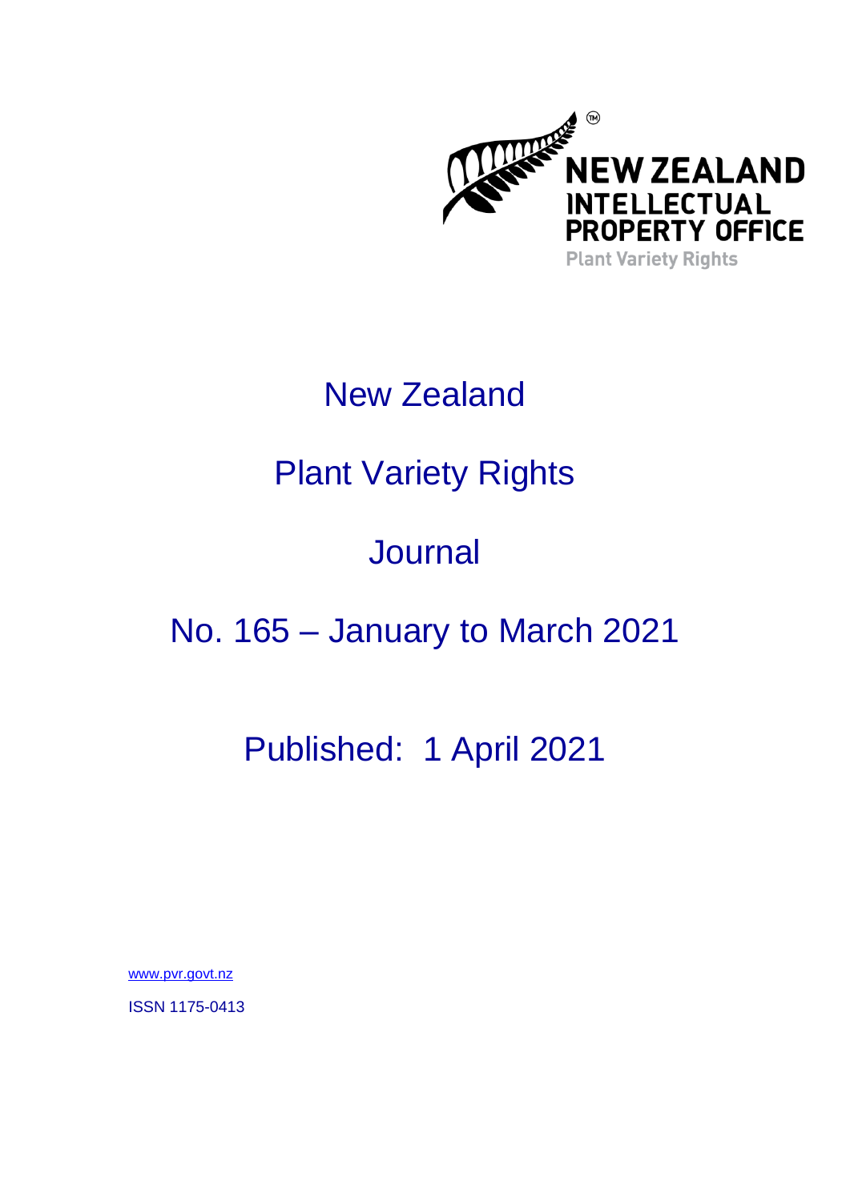NEW ZEALAND INTELLECTUAL PROPERTY OFFICE

Plant Variety Rights

# New Zealand

# Plant Variety Rights

# Journal

# No. 165 – January to March 2021

## Published: 1 April 2021

www.pvr.govt.nz

ISSN 1175-0413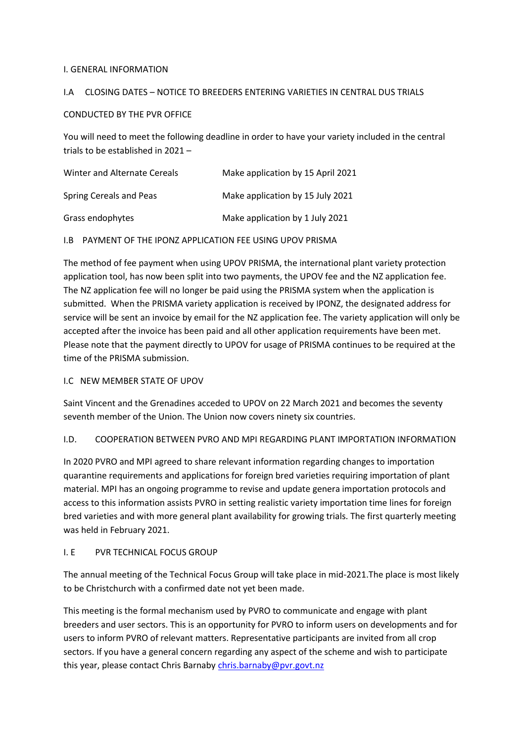## I. GENERAL INFORMATION

### I.A CLOSING DATES – NOTICE TO BREEDERS ENTERING VARIETIES IN CENTRAL DUS TRIALS CONDUCTED BY THE PVR OFFICE

You will need to meet the following deadline in order to have your variety included in the central trials to be established in 2021 –

| | |
|---|---|
| Winter and Alternate Cereals | Make application by 15 April 2021 |
| Spring Cereals and Peas | Make application by 15 July 2021 |
| Grass endophytes | Make application by 1 July 2021 |

### I.B PAYMENT OF THE IPONZ APPLICATION FEE USING UPOV PRISMA

The method of fee payment when using UPOV PRISMA, the international plant variety protection application tool, has now been split into two payments, the UPOV fee and the NZ application fee. The NZ application fee will no longer be paid using the PRISMA system when the application is submitted. When the PRISMA variety application is received by IPONZ, the designated address for service will be sent an invoice by email for the NZ application fee. The variety application will only be accepted after the invoice has been paid and all other application requirements have been met. Please note that the payment directly to UPOV for usage of PRISMA continues to be required at the time of the PRISMA submission.

### I.C NEW MEMBER STATE OF UPOV

Saint Vincent and the Grenadines acceded to UPOV on 22 March 2021 and becomes the seventy seventh member of the Union. The Union now covers ninety six countries.

### I.D. COOPERATION BETWEEN PVRO AND MPI REGARDING PLANT IMPORTATION INFORMATION

In 2020 PVRO and MPI agreed to share relevant information regarding changes to importation quarantine requirements and applications for foreign bred varieties requiring importation of plant material. MPI has an ongoing programme to revise and update genera importation protocols and access to this information assists PVRO in setting realistic variety importation time lines for foreign bred varieties and with more general plant availability for growing trials. The first quarterly meeting was held in February 2021.

### I. E PVR TECHNICAL FOCUS GROUP

The annual meeting of the Technical Focus Group will take place in mid-2021.The place is most likely to be Christchurch with a confirmed date not yet been made.

This meeting is the formal mechanism used by PVRO to communicate and engage with plant breeders and user sectors. This is an opportunity for PVRO to inform users on developments and for users to inform PVRO of relevant matters. Representative participants are invited from all crop sectors. If you have a general concern regarding any aspect of the scheme and wish to participate this year, please contact Chris Barnaby chris.barnaby@pvr.govt.nz